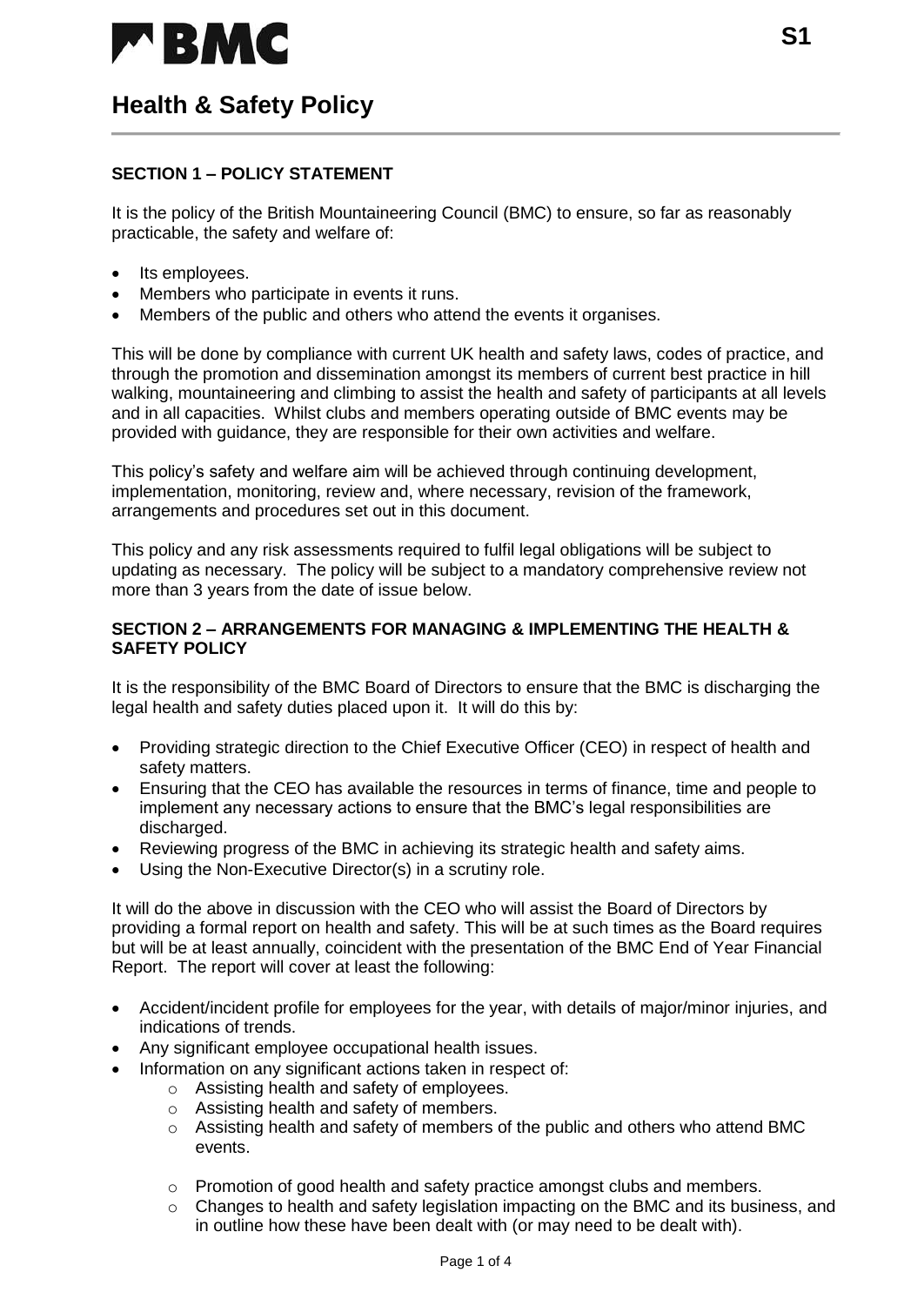# Health & Safety Policy

**S1**

## SECTION 1 – POLICY STATEMENT

It is the policy of the British Mountaineering Council (BMC) to ensure, so far as reasonably practicable, the safety and welfare of:

- Its employees.
- Members who participate in events it runs.
- Members of the public and others who attend the events it organises.

This will be done by compliance with current UK health and safety laws, codes of practice, and through the promotion and dissemination amongst its members of current best practice in hill walking, mountaineering and climbing to assist the health and safety of participants at all levels and in all capacities. Whilst clubs and members operating outside of BMC events may be provided with guidance, they are responsible for their own activities and welfare.

This policy's safety and welfare aim will be achieved through continuing development, implementation, monitoring, review and, where necessary, revision of the framework, arrangements and procedures set out in this document.

This policy and any risk assessments required to fulfil legal obligations will be subject to updating as necessary. The policy will be subject to a mandatory comprehensive review not more than 3 years from the date of issue below.

## SECTION 2 – ARRANGEMENTS FOR MANAGING & IMPLEMENTING THE HEALTH & SAFETY POLICY

It is the responsibility of the BMC Board of Directors to ensure that the BMC is discharging the legal health and safety duties placed upon it. It will do this by:

- Providing strategic direction to the Chief Executive Officer (CEO) in respect of health and safety matters.
- Ensuring that the CEO has available the resources in terms of finance, time and people to implement any necessary actions to ensure that the BMC's legal responsibilities are discharged.
- Reviewing progress of the BMC in achieving its strategic health and safety aims.
- Using the Non-Executive Director(s) in a scrutiny role.

It will do the above in discussion with the CEO who will assist the Board of Directors by providing a formal report on health and safety. This will be at such times as the Board requires but will be at least annually, coincident with the presentation of the BMC End of Year Financial Report. The report will cover at least the following:

- Accident/incident profile for employees for the year, with details of major/minor injuries, and indications of trends.
- Any significant employee occupational health issues.
- Information on any significant actions taken in respect of:
  - Assisting health and safety of employees.
  - Assisting health and safety of members.
  - Assisting health and safety of members of the public and others who attend BMC events.
  - Promotion of good health and safety practice amongst clubs and members.
  - Changes to health and safety legislation impacting on the BMC and its business, and in outline how these have been dealt with (or may need to be dealt with).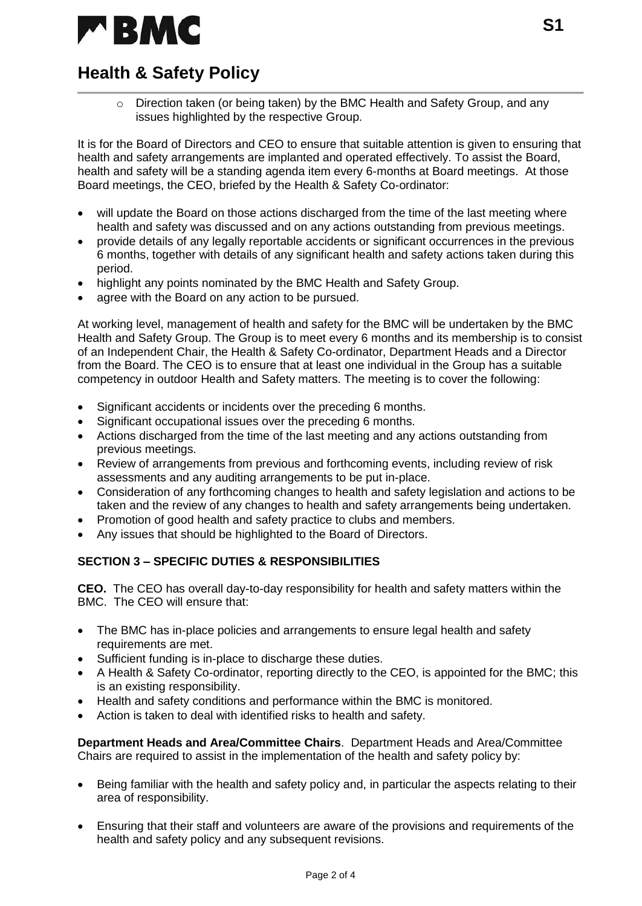- Direction taken (or being taken) by the BMC Health and Safety Group, and any issues highlighted by the respective Group.

It is for the Board of Directors and CEO to ensure that suitable attention is given to ensuring that health and safety arrangements are implanted and operated effectively. To assist the Board, health and safety will be a standing agenda item every 6-months at Board meetings. At those Board meetings, the CEO, briefed by the Health & Safety Co-ordinator:

- will update the Board on those actions discharged from the time of the last meeting where health and safety was discussed and on any actions outstanding from previous meetings.
- provide details of any legally reportable accidents or significant occurrences in the previous 6 months, together with details of any significant health and safety actions taken during this period.
- highlight any points nominated by the BMC Health and Safety Group.
- agree with the Board on any action to be pursued.

At working level, management of health and safety for the BMC will be undertaken by the BMC Health and Safety Group. The Group is to meet every 6 months and its membership is to consist of an Independent Chair, the Health & Safety Co-ordinator, Department Heads and a Director from the Board. The CEO is to ensure that at least one individual in the Group has a suitable competency in outdoor Health and Safety matters. The meeting is to cover the following:

- Significant accidents or incidents over the preceding 6 months.
- Significant occupational issues over the preceding 6 months.
- Actions discharged from the time of the last meeting and any actions outstanding from previous meetings.
- Review of arrangements from previous and forthcoming events, including review of risk assessments and any auditing arrangements to be put in-place.
- Consideration of any forthcoming changes to health and safety legislation and actions to be taken and the review of any changes to health and safety arrangements being undertaken.
- Promotion of good health and safety practice to clubs and members.
- Any issues that should be highlighted to the Board of Directors.

**SECTION 3 – SPECIFIC DUTIES & RESPONSIBILITIES**

**CEO.** The CEO has overall day-to-day responsibility for health and safety matters within the BMC. The CEO will ensure that:

- The BMC has in-place policies and arrangements to ensure legal health and safety requirements are met.
- Sufficient funding is in-place to discharge these duties.
- A Health & Safety Co-ordinator, reporting directly to the CEO, is appointed for the BMC; this is an existing responsibility.
- Health and safety conditions and performance within the BMC is monitored.
- Action is taken to deal with identified risks to health and safety.

**Department Heads and Area/Committee Chairs**. Department Heads and Area/Committee Chairs are required to assist in the implementation of the health and safety policy by:

- Being familiar with the health and safety policy and, in particular the aspects relating to their area of responsibility.

- Ensuring that their staff and volunteers are aware of the provisions and requirements of the health and safety policy and any subsequent revisions.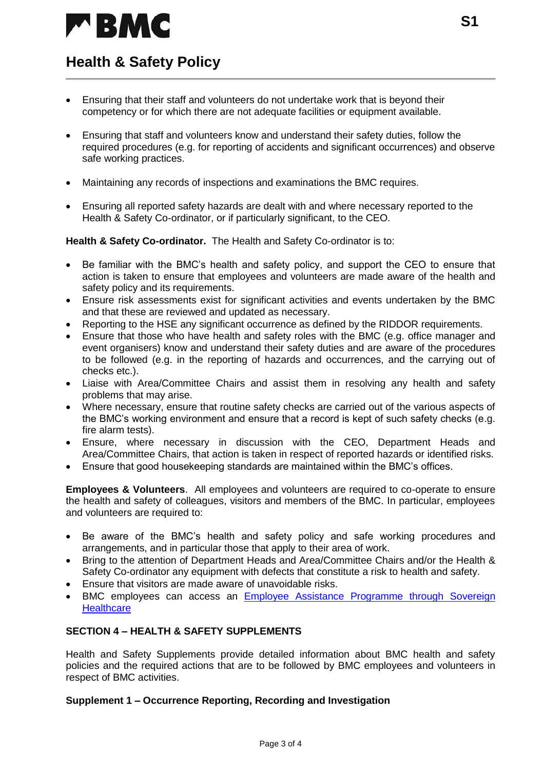- Ensuring that their staff and volunteers do not undertake work that is beyond their competency or for which there are not adequate facilities or equipment available.

- Ensuring that staff and volunteers know and understand their safety duties, follow the required procedures (e.g. for reporting of accidents and significant occurrences) and observe safe working practices.

- Maintaining any records of inspections and examinations the BMC requires.

- Ensuring all reported safety hazards are dealt with and where necessary reported to the Health & Safety Co-ordinator, or if particularly significant, to the CEO.

**Health & Safety Co-ordinator.** The Health and Safety Co-ordinator is to:

- Be familiar with the BMC's health and safety policy, and support the CEO to ensure that action is taken to ensure that employees and volunteers are made aware of the health and safety policy and its requirements.
- Ensure risk assessments exist for significant activities and events undertaken by the BMC and that these are reviewed and updated as necessary.
- Reporting to the HSE any significant occurrence as defined by the RIDDOR requirements.
- Ensure that those who have health and safety roles with the BMC (e.g. office manager and event organisers) know and understand their safety duties and are aware of the procedures to be followed (e.g. in the reporting of hazards and occurrences, and the carrying out of checks etc.).
- Liaise with Area/Committee Chairs and assist them in resolving any health and safety problems that may arise.
- Where necessary, ensure that routine safety checks are carried out of the various aspects of the BMC's working environment and ensure that a record is kept of such safety checks (e.g. fire alarm tests).
- Ensure, where necessary in discussion with the CEO, Department Heads and Area/Committee Chairs, that action is taken in respect of reported hazards or identified risks.
- Ensure that good housekeeping standards are maintained within the BMC's offices.

**Employees & Volunteers**. All employees and volunteers are required to co-operate to ensure the health and safety of colleagues, visitors and members of the BMC. In particular, employees and volunteers are required to:

- Be aware of the BMC's health and safety policy and safe working procedures and arrangements, and in particular those that apply to their area of work.
- Bring to the attention of Department Heads and Area/Committee Chairs and/or the Health & Safety Co-ordinator any equipment with defects that constitute a risk to health and safety.
- Ensure that visitors are made aware of unavoidable risks.
- BMC employees can access an Employee Assistance Programme through Sovereign Healthcare

**SECTION 4 – HEALTH & SAFETY SUPPLEMENTS**

Health and Safety Supplements provide detailed information about BMC health and safety policies and the required actions that are to be followed by BMC employees and volunteers in respect of BMC activities.

**Supplement 1 – Occurrence Reporting, Recording and Investigation**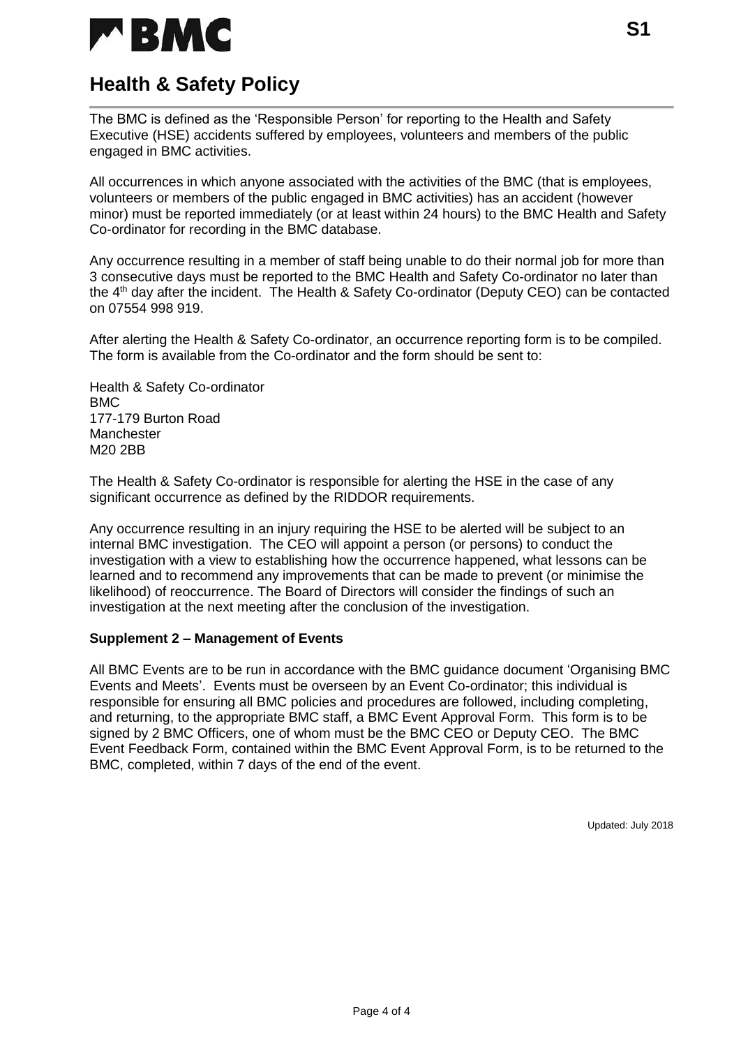# Health & Safety Policy

The BMC is defined as the 'Responsible Person' for reporting to the Health and Safety Executive (HSE) accidents suffered by employees, volunteers and members of the public engaged in BMC activities.

All occurrences in which anyone associated with the activities of the BMC (that is employees, volunteers or members of the public engaged in BMC activities) has an accident (however minor) must be reported immediately (or at least within 24 hours) to the BMC Health and Safety Co-ordinator for recording in the BMC database.

Any occurrence resulting in a member of staff being unable to do their normal job for more than 3 consecutive days must be reported to the BMC Health and Safety Co-ordinator no later than the 4th day after the incident. The Health & Safety Co-ordinator (Deputy CEO) can be contacted on 07554 998 919.

After alerting the Health & Safety Co-ordinator, an occurrence reporting form is to be compiled. The form is available from the Co-ordinator and the form should be sent to:

Health & Safety Co-ordinator
BMC
177-179 Burton Road
Manchester
M20 2BB

The Health & Safety Co-ordinator is responsible for alerting the HSE in the case of any significant occurrence as defined by the RIDDOR requirements.

Any occurrence resulting in an injury requiring the HSE to be alerted will be subject to an internal BMC investigation. The CEO will appoint a person (or persons) to conduct the investigation with a view to establishing how the occurrence happened, what lessons can be learned and to recommend any improvements that can be made to prevent (or minimise the likelihood) of reoccurrence. The Board of Directors will consider the findings of such an investigation at the next meeting after the conclusion of the investigation.

**Supplement 2 – Management of Events**

All BMC Events are to be run in accordance with the BMC guidance document 'Organising BMC Events and Meets'. Events must be overseen by an Event Co-ordinator; this individual is responsible for ensuring all BMC policies and procedures are followed, including completing, and returning, to the appropriate BMC staff, a BMC Event Approval Form. This form is to be signed by 2 BMC Officers, one of whom must be the BMC CEO or Deputy CEO. The BMC Event Feedback Form, contained within the BMC Event Approval Form, is to be returned to the BMC, completed, within 7 days of the end of the event.

Updated: July 2018